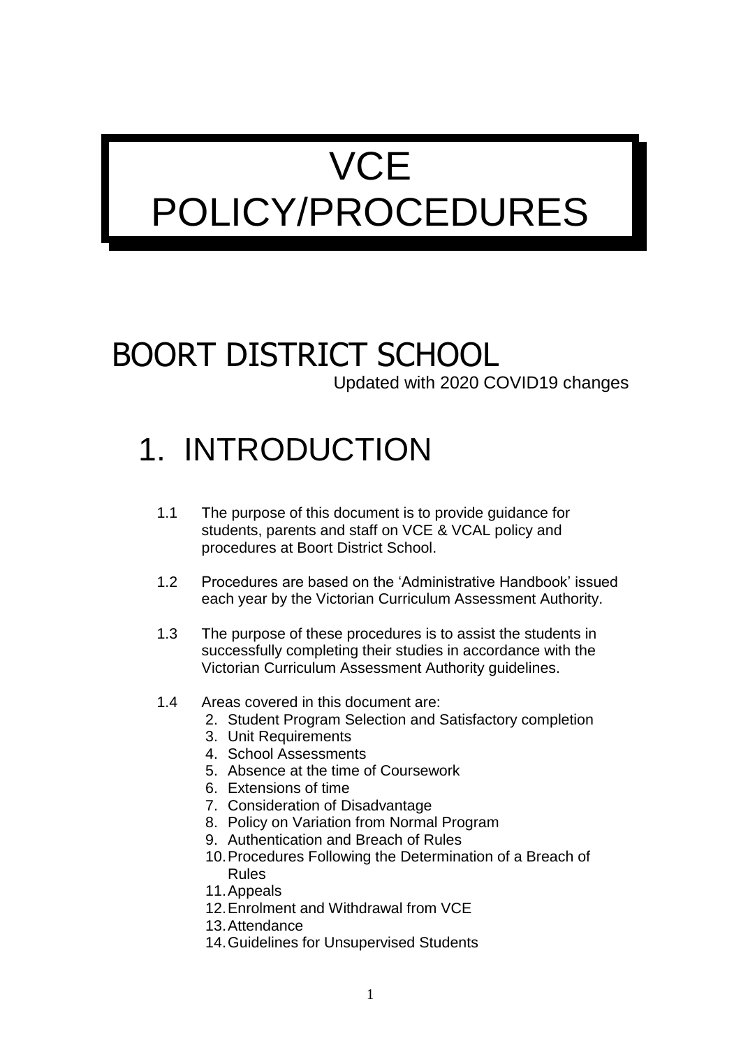# VCE POLICY/PROCEDURES

## BOORT DISTRICT SCHOOL

Updated with 2020 COVID19 changes

# 1. INTRODUCTION

1.1 The purpose of this document is to provide guidance for students, parents and staff on VCE & VCAL policy and procedures at Boort District School.

1.2 Procedures are based on the 'Administrative Handbook' issued each year by the Victorian Curriculum Assessment Authority.

1.3 The purpose of these procedures is to assist the students in successfully completing their studies in accordance with the Victorian Curriculum Assessment Authority guidelines.

1.4 Areas covered in this document are:

2. Student Program Selection and Satisfactory completion
3. Unit Requirements
4. School Assessments
5. Absence at the time of Coursework
6. Extensions of time
7. Consideration of Disadvantage
8. Policy on Variation from Normal Program
9. Authentication and Breach of Rules
10. Procedures Following the Determination of a Breach of Rules
11. Appeals
12. Enrolment and Withdrawal from VCE
13. Attendance
14. Guidelines for Unsupervised Students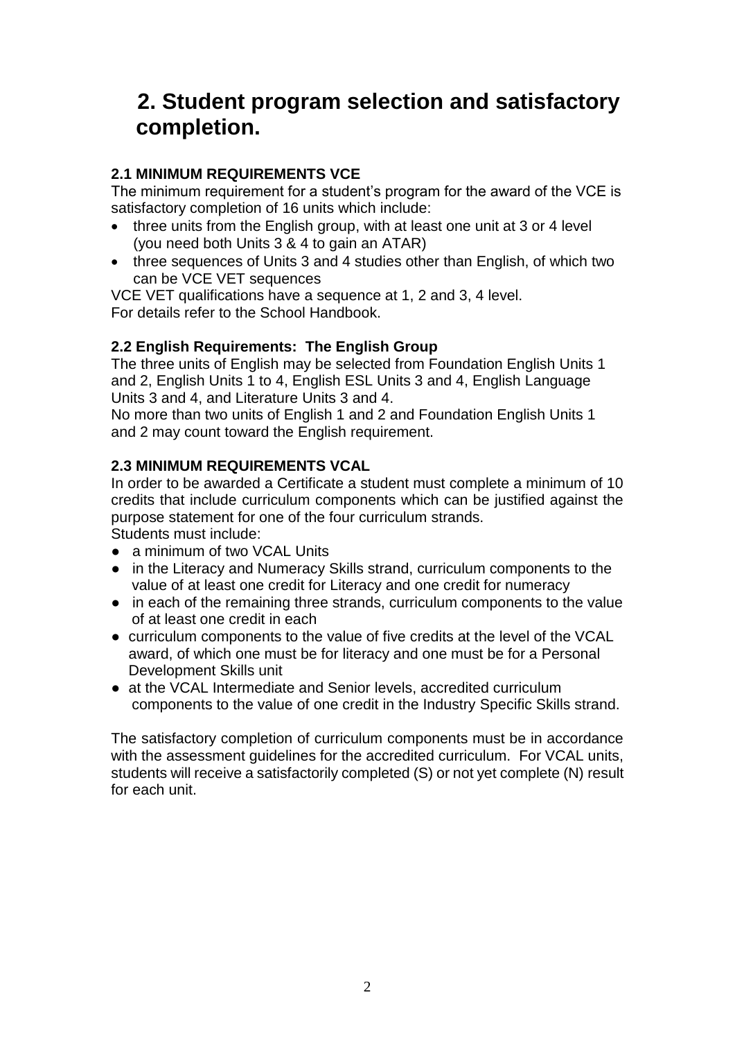# 2. Student program selection and satisfactory completion.

### 2.1 MINIMUM REQUIREMENTS VCE

The minimum requirement for a student's program for the award of the VCE is satisfactory completion of 16 units which include:

- three units from the English group, with at least one unit at 3 or 4 level (you need both Units 3 & 4 to gain an ATAR)
- three sequences of Units 3 and 4 studies other than English, of which two can be VCE VET sequences

VCE VET qualifications have a sequence at 1, 2 and 3, 4 level.
For details refer to the School Handbook.

### 2.2 English Requirements: The English Group

The three units of English may be selected from Foundation English Units 1 and 2, English Units 1 to 4, English ESL Units 3 and 4, English Language Units 3 and 4, and Literature Units 3 and 4.
No more than two units of English 1 and 2 and Foundation English Units 1 and 2 may count toward the English requirement.

### 2.3 MINIMUM REQUIREMENTS VCAL

In order to be awarded a Certificate a student must complete a minimum of 10 credits that include curriculum components which can be justified against the purpose statement for one of the four curriculum strands.
Students must include:

- a minimum of two VCAL Units
- in the Literacy and Numeracy Skills strand, curriculum components to the value of at least one credit for Literacy and one credit for numeracy
- in each of the remaining three strands, curriculum components to the value of at least one credit in each
- curriculum components to the value of five credits at the level of the VCAL award, of which one must be for literacy and one must be for a Personal Development Skills unit
- at the VCAL Intermediate and Senior levels, accredited curriculum components to the value of one credit in the Industry Specific Skills strand.

The satisfactory completion of curriculum components must be in accordance with the assessment guidelines for the accredited curriculum. For VCAL units, students will receive a satisfactorily completed (S) or not yet complete (N) result for each unit.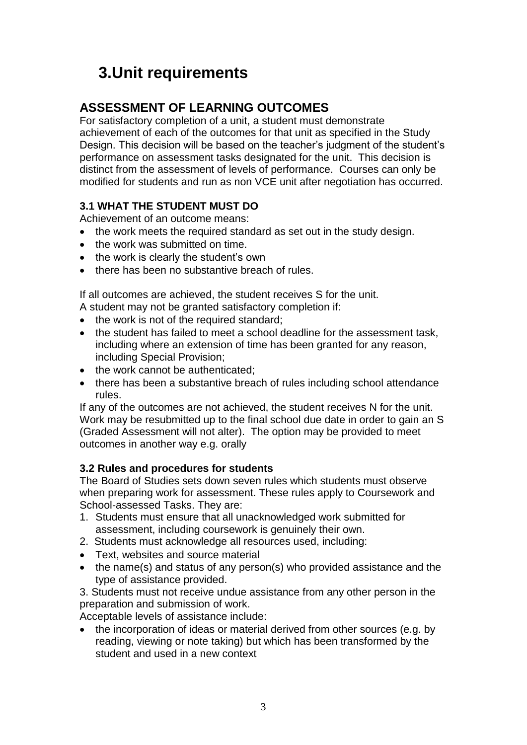# 3.Unit requirements

## ASSESSMENT OF LEARNING OUTCOMES

For satisfactory completion of a unit, a student must demonstrate achievement of each of the outcomes for that unit as specified in the Study Design. This decision will be based on the teacher's judgment of the student's performance on assessment tasks designated for the unit. This decision is distinct from the assessment of levels of performance. Courses can only be modified for students and run as non VCE unit after negotiation has occurred.

### 3.1 WHAT THE STUDENT MUST DO

Achievement of an outcome means:

- the work meets the required standard as set out in the study design.
- the work was submitted on time.
- the work is clearly the student's own
- there has been no substantive breach of rules.

If all outcomes are achieved, the student receives S for the unit.

A student may not be granted satisfactory completion if:

- the work is not of the required standard;
- the student has failed to meet a school deadline for the assessment task, including where an extension of time has been granted for any reason, including Special Provision;
- the work cannot be authenticated;
- there has been a substantive breach of rules including school attendance rules.

If any of the outcomes are not achieved, the student receives N for the unit. Work may be resubmitted up to the final school due date in order to gain an S (Graded Assessment will not alter). The option may be provided to meet outcomes in another way e.g. orally

### 3.2 Rules and procedures for students

The Board of Studies sets down seven rules which students must observe when preparing work for assessment. These rules apply to Coursework and School-assessed Tasks. They are:

1. Students must ensure that all unacknowledged work submitted for assessment, including coursework is genuinely their own.
2. Students must acknowledge all resources used, including:

- Text, websites and source material
- the name(s) and status of any person(s) who provided assistance and the type of assistance provided.

3. Students must not receive undue assistance from any other person in the preparation and submission of work.

Acceptable levels of assistance include:

- the incorporation of ideas or material derived from other sources (e.g. by reading, viewing or note taking) but which has been transformed by the student and used in a new context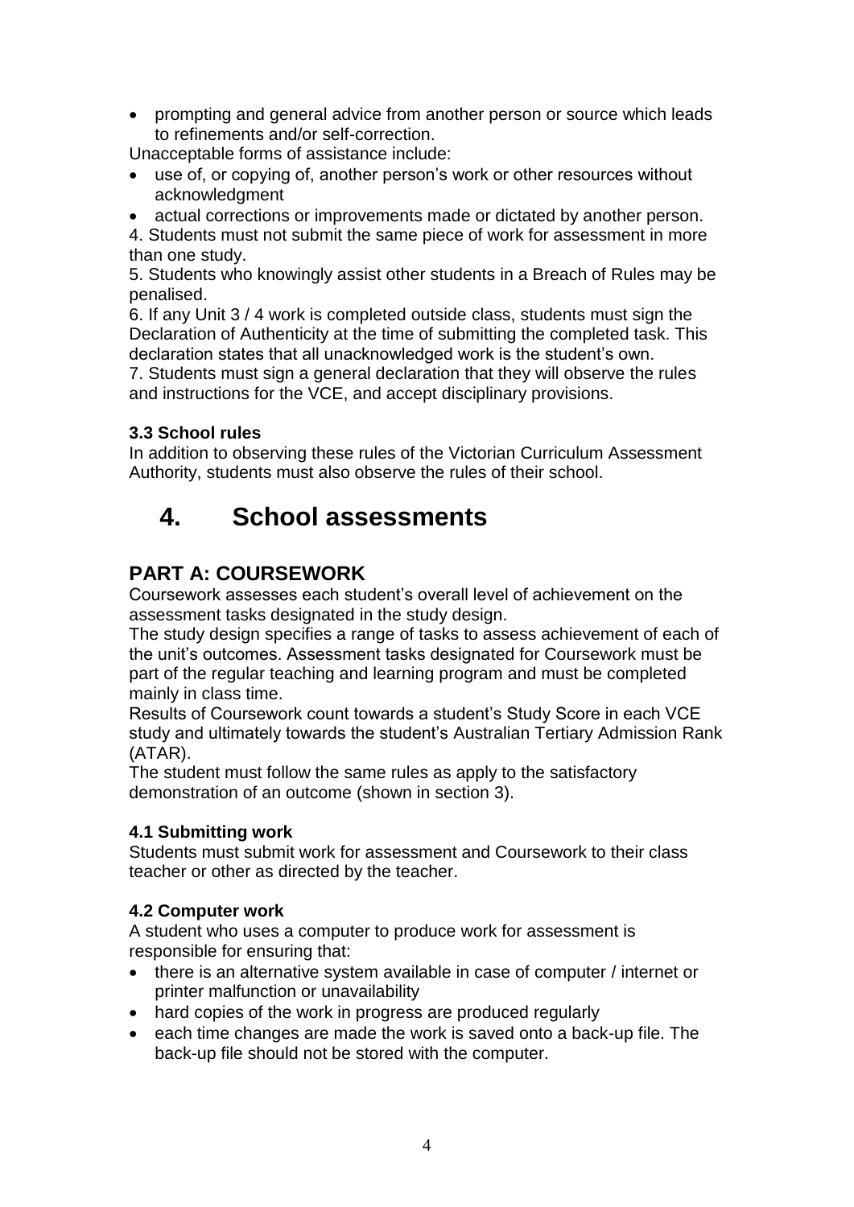- prompting and general advice from another person or source which leads to refinements and/or self-correction.

Unacceptable forms of assistance include:

- use of, or copying of, another person's work or other resources without acknowledgment
- actual corrections or improvements made or dictated by another person.

4. Students must not submit the same piece of work for assessment in more than one study.

5. Students who knowingly assist other students in a Breach of Rules may be penalised.

6. If any Unit 3 / 4 work is completed outside class, students must sign the Declaration of Authenticity at the time of submitting the completed task. This declaration states that all unacknowledged work is the student's own.

7. Students must sign a general declaration that they will observe the rules and instructions for the VCE, and accept disciplinary provisions.

### 3.3 School rules

In addition to observing these rules of the Victorian Curriculum Assessment Authority, students must also observe the rules of their school.

# 4. School assessments

## PART A: COURSEWORK

Coursework assesses each student's overall level of achievement on the assessment tasks designated in the study design.

The study design specifies a range of tasks to assess achievement of each of the unit's outcomes. Assessment tasks designated for Coursework must be part of the regular teaching and learning program and must be completed mainly in class time.

Results of Coursework count towards a student's Study Score in each VCE study and ultimately towards the student's Australian Tertiary Admission Rank (ATAR).

The student must follow the same rules as apply to the satisfactory demonstration of an outcome (shown in section 3).

### 4.1 Submitting work

Students must submit work for assessment and Coursework to their class teacher or other as directed by the teacher.

### 4.2 Computer work

A student who uses a computer to produce work for assessment is responsible for ensuring that:

- there is an alternative system available in case of computer / internet or printer malfunction or unavailability
- hard copies of the work in progress are produced regularly
- each time changes are made the work is saved onto a back-up file. The back-up file should not be stored with the computer.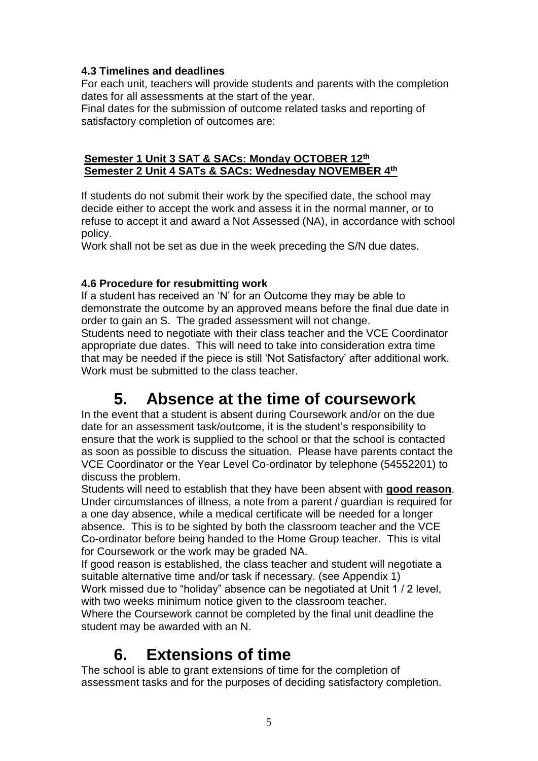### 4.3 Timelines and deadlines

For each unit, teachers will provide students and parents with the completion dates for all assessments at the start of the year.
Final dates for the submission of outcome related tasks and reporting of satisfactory completion of outcomes are:

**Semester 1 Unit 3 SAT & SACs: Monday OCTOBER 12th**
**Semester 2 Unit 4 SATs & SACs: Wednesday NOVEMBER 4th**

If students do not submit their work by the specified date, the school may decide either to accept the work and assess it in the normal manner, or to refuse to accept it and award a Not Assessed (NA), in accordance with school policy.
Work shall not be set as due in the week preceding the S/N due dates.

### 4.6 Procedure for resubmitting work

If a student has received an 'N' for an Outcome they may be able to demonstrate the outcome by an approved means before the final due date in order to gain an S. The graded assessment will not change.
Students need to negotiate with their class teacher and the VCE Coordinator appropriate due dates. This will need to take into consideration extra time that may be needed if the piece is still 'Not Satisfactory' after additional work.
Work must be submitted to the class teacher.

## 5. Absence at the time of coursework

In the event that a student is absent during Coursework and/or on the due date for an assessment task/outcome, it is the student's responsibility to ensure that the work is supplied to the school or that the school is contacted as soon as possible to discuss the situation. Please have parents contact the VCE Coordinator or the Year Level Co-ordinator by telephone (54552201) to discuss the problem.
Students will need to establish that they have been absent with **good reason**. Under circumstances of illness, a note from a parent / guardian is required for a one day absence, while a medical certificate will be needed for a longer absence. This is to be sighted by both the classroom teacher and the VCE Co-ordinator before being handed to the Home Group teacher. This is vital for Coursework or the work may be graded NA.
If good reason is established, the class teacher and student will negotiate a suitable alternative time and/or task if necessary. (see Appendix 1)
Work missed due to "holiday" absence can be negotiated at Unit 1 / 2 level, with two weeks minimum notice given to the classroom teacher.
Where the Coursework cannot be completed by the final unit deadline the student may be awarded with an N.

## 6. Extensions of time

The school is able to grant extensions of time for the completion of assessment tasks and for the purposes of deciding satisfactory completion.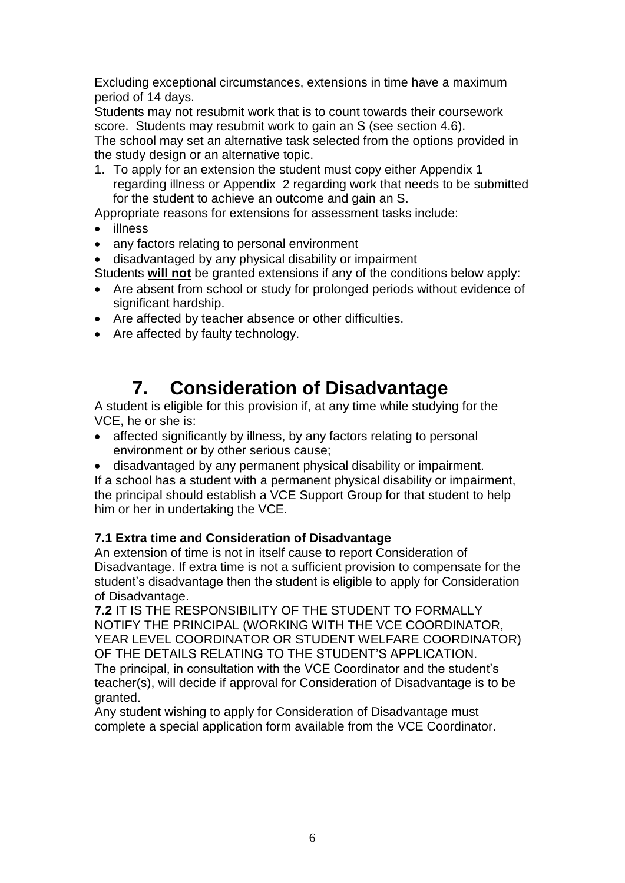Excluding exceptional circumstances, extensions in time have a maximum period of 14 days.

Students may not resubmit work that is to count towards their coursework score. Students may resubmit work to gain an S (see section 4.6).

The school may set an alternative task selected from the options provided in the study design or an alternative topic.

1. To apply for an extension the student must copy either Appendix 1 regarding illness or Appendix 2 regarding work that needs to be submitted for the student to achieve an outcome and gain an S.

Appropriate reasons for extensions for assessment tasks include:

- illness
- any factors relating to personal environment
- disadvantaged by any physical disability or impairment

Students **will not** be granted extensions if any of the conditions below apply:

- Are absent from school or study for prolonged periods without evidence of significant hardship.
- Are affected by teacher absence or other difficulties.
- Are affected by faulty technology.

# 7. Consideration of Disadvantage

A student is eligible for this provision if, at any time while studying for the VCE, he or she is:

- affected significantly by illness, by any factors relating to personal environment or by other serious cause;
- disadvantaged by any permanent physical disability or impairment.

If a school has a student with a permanent physical disability or impairment, the principal should establish a VCE Support Group for that student to help him or her in undertaking the VCE.

### 7.1 Extra time and Consideration of Disadvantage

An extension of time is not in itself cause to report Consideration of Disadvantage. If extra time is not a sufficient provision to compensate for the student's disadvantage then the student is eligible to apply for Consideration of Disadvantage.

**7.2** IT IS THE RESPONSIBILITY OF THE STUDENT TO FORMALLY NOTIFY THE PRINCIPAL (WORKING WITH THE VCE COORDINATOR, YEAR LEVEL COORDINATOR OR STUDENT WELFARE COORDINATOR) OF THE DETAILS RELATING TO THE STUDENT'S APPLICATION.

The principal, in consultation with the VCE Coordinator and the student's teacher(s), will decide if approval for Consideration of Disadvantage is to be granted.

Any student wishing to apply for Consideration of Disadvantage must complete a special application form available from the VCE Coordinator.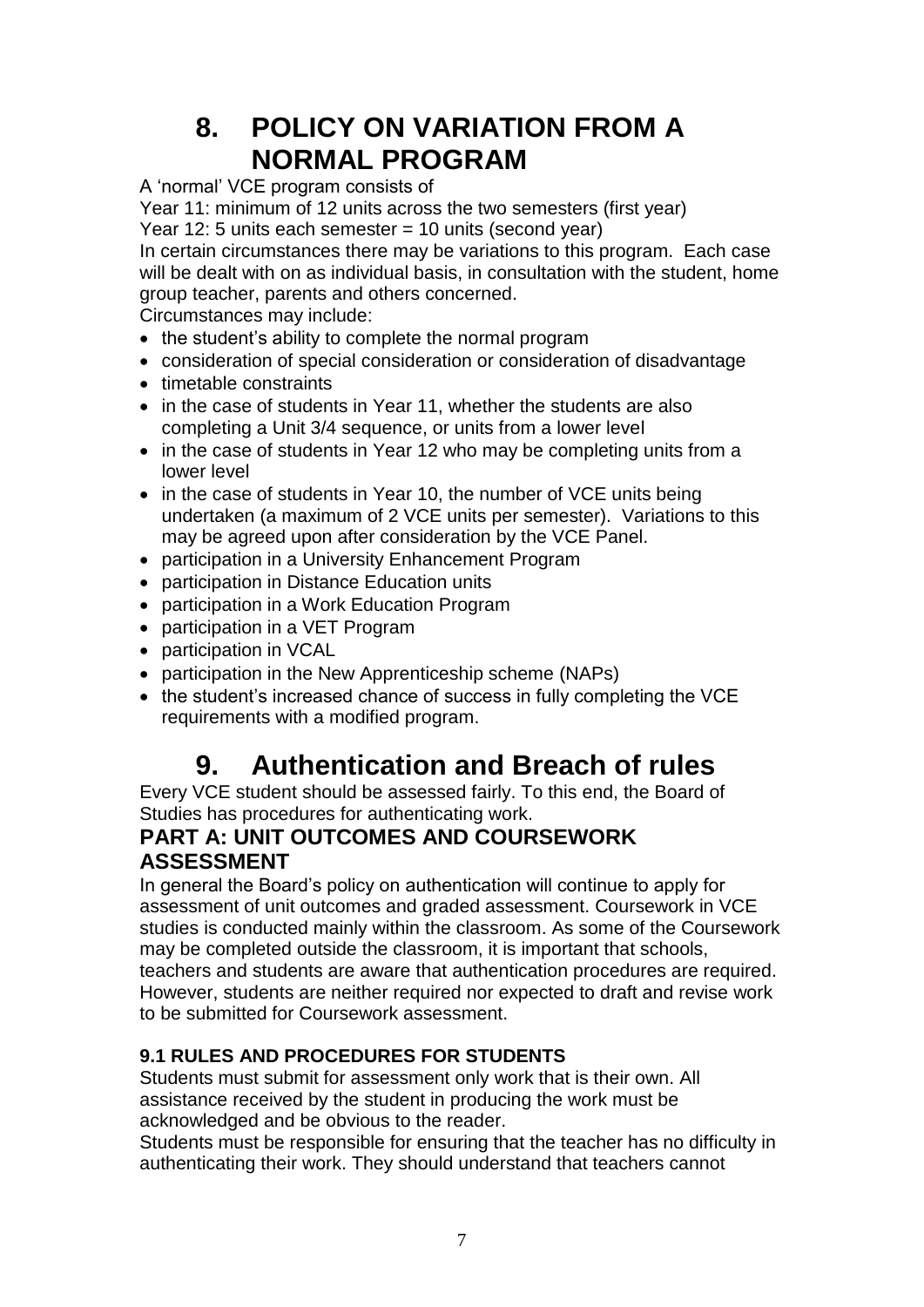# 8. POLICY ON VARIATION FROM A NORMAL PROGRAM

A 'normal' VCE program consists of

Year 11: minimum of 12 units across the two semesters (first year)

Year 12: 5 units each semester = 10 units (second year)

In certain circumstances there may be variations to this program. Each case will be dealt with on as individual basis, in consultation with the student, home group teacher, parents and others concerned.

Circumstances may include:

- the student's ability to complete the normal program
- consideration of special consideration or consideration of disadvantage
- timetable constraints
- in the case of students in Year 11, whether the students are also completing a Unit 3/4 sequence, or units from a lower level
- in the case of students in Year 12 who may be completing units from a lower level
- in the case of students in Year 10, the number of VCE units being undertaken (a maximum of 2 VCE units per semester). Variations to this may be agreed upon after consideration by the VCE Panel.
- participation in a University Enhancement Program
- participation in Distance Education units
- participation in a Work Education Program
- participation in a VET Program
- participation in VCAL
- participation in the New Apprenticeship scheme (NAPs)
- the student's increased chance of success in fully completing the VCE requirements with a modified program.

# 9. Authentication and Breach of rules

Every VCE student should be assessed fairly. To this end, the Board of Studies has procedures for authenticating work.

## PART A: UNIT OUTCOMES AND COURSEWORK ASSESSMENT

In general the Board's policy on authentication will continue to apply for assessment of unit outcomes and graded assessment. Coursework in VCE studies is conducted mainly within the classroom. As some of the Coursework may be completed outside the classroom, it is important that schools, teachers and students are aware that authentication procedures are required. However, students are neither required nor expected to draft and revise work to be submitted for Coursework assessment.

### 9.1 RULES AND PROCEDURES FOR STUDENTS

Students must submit for assessment only work that is their own. All assistance received by the student in producing the work must be acknowledged and be obvious to the reader.

Students must be responsible for ensuring that the teacher has no difficulty in authenticating their work. They should understand that teachers cannot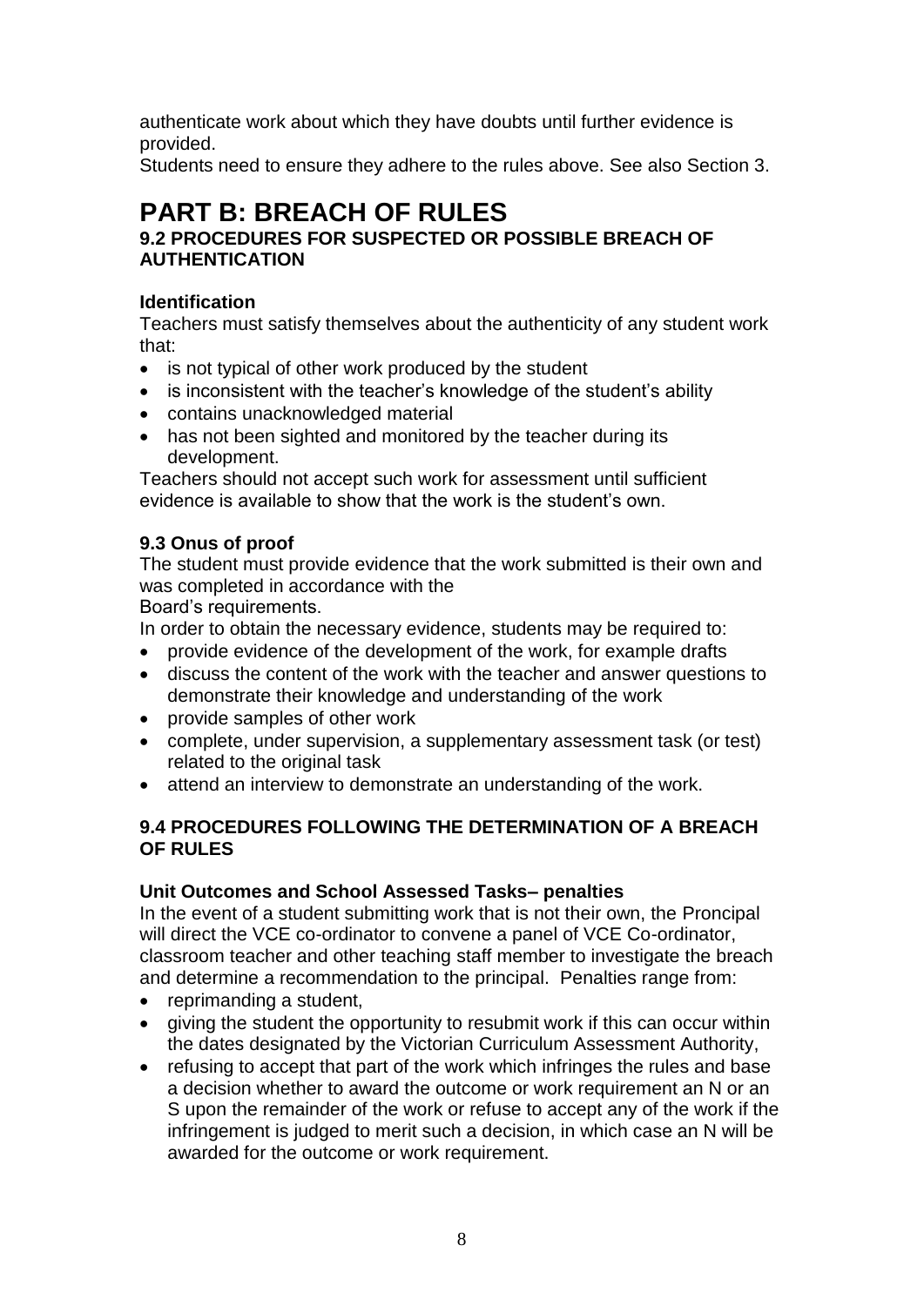authenticate work about which they have doubts until further evidence is provided.

Students need to ensure they adhere to the rules above. See also Section 3.

# PART B: BREACH OF RULES

### 9.2 PROCEDURES FOR SUSPECTED OR POSSIBLE BREACH OF AUTHENTICATION

**Identification**

Teachers must satisfy themselves about the authenticity of any student work that:

- is not typical of other work produced by the student
- is inconsistent with the teacher's knowledge of the student's ability
- contains unacknowledged material
- has not been sighted and monitored by the teacher during its development.

Teachers should not accept such work for assessment until sufficient evidence is available to show that the work is the student's own.

### 9.3 Onus of proof

The student must provide evidence that the work submitted is their own and was completed in accordance with the
Board's requirements.

In order to obtain the necessary evidence, students may be required to:

- provide evidence of the development of the work, for example drafts
- discuss the content of the work with the teacher and answer questions to demonstrate their knowledge and understanding of the work
- provide samples of other work
- complete, under supervision, a supplementary assessment task (or test) related to the original task
- attend an interview to demonstrate an understanding of the work.

### 9.4 PROCEDURES FOLLOWING THE DETERMINATION OF A BREACH OF RULES

**Unit Outcomes and School Assessed Tasks– penalties**

In the event of a student submitting work that is not their own, the Proncipal will direct the VCE co-ordinator to convene a panel of VCE Co-ordinator, classroom teacher and other teaching staff member to investigate the breach and determine a recommendation to the principal. Penalties range from:

- reprimanding a student,
- giving the student the opportunity to resubmit work if this can occur within the dates designated by the Victorian Curriculum Assessment Authority,
- refusing to accept that part of the work which infringes the rules and base a decision whether to award the outcome or work requirement an N or an S upon the remainder of the work or refuse to accept any of the work if the infringement is judged to merit such a decision, in which case an N will be awarded for the outcome or work requirement.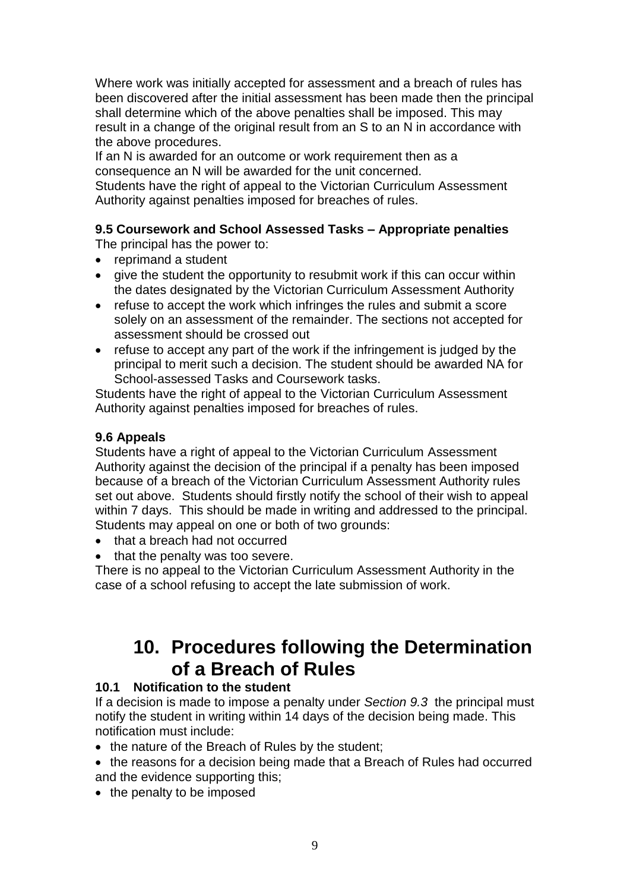Where work was initially accepted for assessment and a breach of rules has been discovered after the initial assessment has been made then the principal shall determine which of the above penalties shall be imposed. This may result in a change of the original result from an S to an N in accordance with the above procedures.

If an N is awarded for an outcome or work requirement then as a consequence an N will be awarded for the unit concerned.

Students have the right of appeal to the Victorian Curriculum Assessment Authority against penalties imposed for breaches of rules.

### 9.5 Coursework and School Assessed Tasks – Appropriate penalties

The principal has the power to:

- reprimand a student
- give the student the opportunity to resubmit work if this can occur within the dates designated by the Victorian Curriculum Assessment Authority
- refuse to accept the work which infringes the rules and submit a score solely on an assessment of the remainder. The sections not accepted for assessment should be crossed out
- refuse to accept any part of the work if the infringement is judged by the principal to merit such a decision. The student should be awarded NA for School-assessed Tasks and Coursework tasks.

Students have the right of appeal to the Victorian Curriculum Assessment Authority against penalties imposed for breaches of rules.

### 9.6 Appeals

Students have a right of appeal to the Victorian Curriculum Assessment Authority against the decision of the principal if a penalty has been imposed because of a breach of the Victorian Curriculum Assessment Authority rules set out above. Students should firstly notify the school of their wish to appeal within 7 days. This should be made in writing and addressed to the principal. Students may appeal on one or both of two grounds:

- that a breach had not occurred
- that the penalty was too severe.

There is no appeal to the Victorian Curriculum Assessment Authority in the case of a school refusing to accept the late submission of work.

# 10. Procedures following the Determination of a Breach of Rules

### 10.1 Notification to the student

If a decision is made to impose a penalty under *Section 9.3* the principal must notify the student in writing within 14 days of the decision being made. This notification must include:

- the nature of the Breach of Rules by the student;
- the reasons for a decision being made that a Breach of Rules had occurred and the evidence supporting this;
- the penalty to be imposed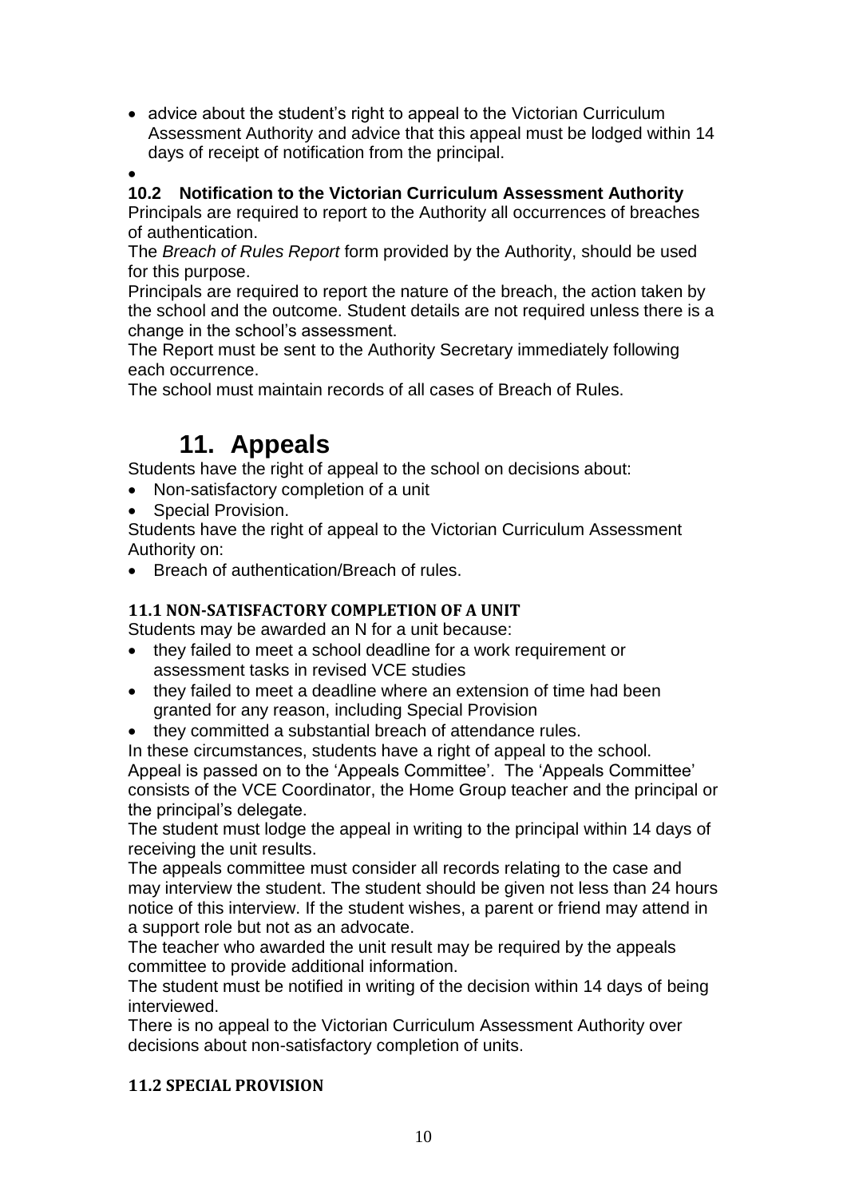- advice about the student's right to appeal to the Victorian Curriculum Assessment Authority and advice that this appeal must be lodged within 14 days of receipt of notification from the principal.

### 10.2 Notification to the Victorian Curriculum Assessment Authority

Principals are required to report to the Authority all occurrences of breaches of authentication.

The *Breach of Rules Report* form provided by the Authority, should be used for this purpose.

Principals are required to report the nature of the breach, the action taken by the school and the outcome. Student details are not required unless there is a change in the school's assessment.

The Report must be sent to the Authority Secretary immediately following each occurrence.

The school must maintain records of all cases of Breach of Rules.

# 11. Appeals

Students have the right of appeal to the school on decisions about:

- Non-satisfactory completion of a unit
- Special Provision.

Students have the right of appeal to the Victorian Curriculum Assessment Authority on:

- Breach of authentication/Breach of rules.

### 11.1 NON-SATISFACTORY COMPLETION OF A UNIT

Students may be awarded an N for a unit because:

- they failed to meet a school deadline for a work requirement or assessment tasks in revised VCE studies
- they failed to meet a deadline where an extension of time had been granted for any reason, including Special Provision
- they committed a substantial breach of attendance rules.

In these circumstances, students have a right of appeal to the school.

Appeal is passed on to the 'Appeals Committee'. The 'Appeals Committee' consists of the VCE Coordinator, the Home Group teacher and the principal or the principal's delegate.

The student must lodge the appeal in writing to the principal within 14 days of receiving the unit results.

The appeals committee must consider all records relating to the case and may interview the student. The student should be given not less than 24 hours notice of this interview. If the student wishes, a parent or friend may attend in a support role but not as an advocate.

The teacher who awarded the unit result may be required by the appeals committee to provide additional information.

The student must be notified in writing of the decision within 14 days of being interviewed.

There is no appeal to the Victorian Curriculum Assessment Authority over decisions about non-satisfactory completion of units.

### 11.2 SPECIAL PROVISION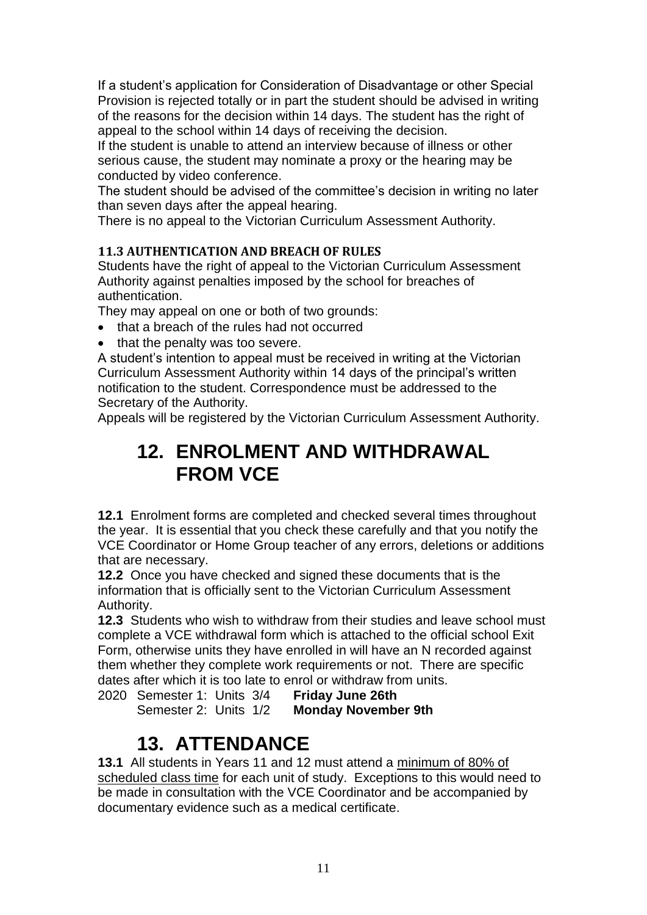If a student's application for Consideration of Disadvantage or other Special Provision is rejected totally or in part the student should be advised in writing of the reasons for the decision within 14 days. The student has the right of appeal to the school within 14 days of receiving the decision.
If the student is unable to attend an interview because of illness or other serious cause, the student may nominate a proxy or the hearing may be conducted by video conference.
The student should be advised of the committee's decision in writing no later than seven days after the appeal hearing.
There is no appeal to the Victorian Curriculum Assessment Authority.

### 11.3 AUTHENTICATION AND BREACH OF RULES

Students have the right of appeal to the Victorian Curriculum Assessment Authority against penalties imposed by the school for breaches of authentication.
They may appeal on one or both of two grounds:

- that a breach of the rules had not occurred
- that the penalty was too severe.

A student's intention to appeal must be received in writing at the Victorian Curriculum Assessment Authority within 14 days of the principal's written notification to the student. Correspondence must be addressed to the Secretary of the Authority.
Appeals will be registered by the Victorian Curriculum Assessment Authority.

# 12. ENROLMENT AND WITHDRAWAL FROM VCE

**12.1** Enrolment forms are completed and checked several times throughout the year. It is essential that you check these carefully and that you notify the VCE Coordinator or Home Group teacher of any errors, deletions or additions that are necessary.
**12.2** Once you have checked and signed these documents that is the information that is officially sent to the Victorian Curriculum Assessment Authority.
**12.3** Students who wish to withdraw from their studies and leave school must complete a VCE withdrawal form which is attached to the official school Exit Form, otherwise units they have enrolled in will have an N recorded against them whether they complete work requirements or not. There are specific dates after which it is too late to enrol or withdraw from units.

2020 Semester 1: Units 3/4 **Friday June 26th**
Semester 2: Units 1/2 **Monday November 9th**

# 13. ATTENDANCE

**13.1** All students in Years 11 and 12 must attend a minimum of 80% of scheduled class time for each unit of study. Exceptions to this would need to be made in consultation with the VCE Coordinator and be accompanied by documentary evidence such as a medical certificate.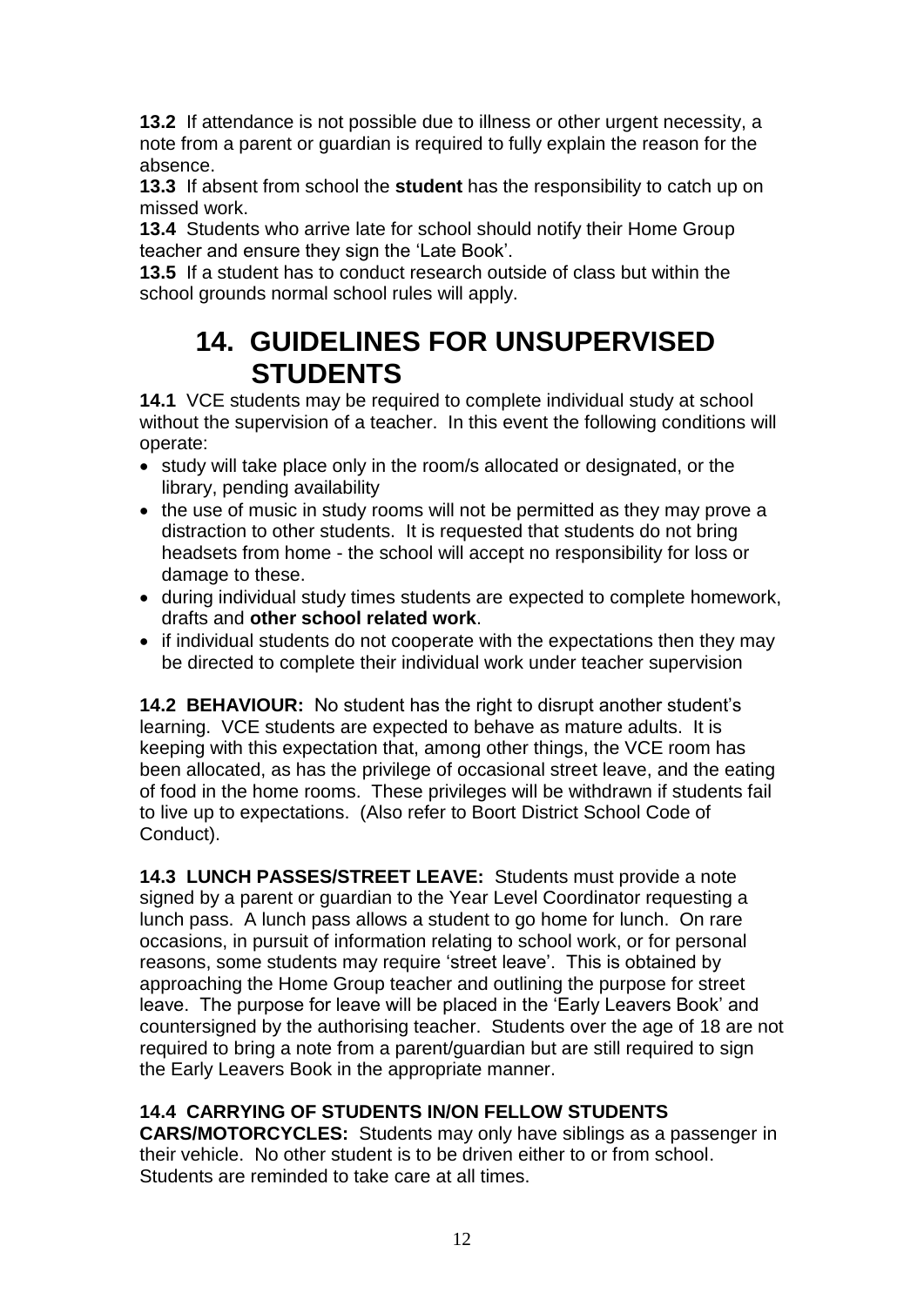**13.2** If attendance is not possible due to illness or other urgent necessity, a note from a parent or guardian is required to fully explain the reason for the absence.

**13.3** If absent from school the **student** has the responsibility to catch up on missed work.

**13.4** Students who arrive late for school should notify their Home Group teacher and ensure they sign the 'Late Book'.

**13.5** If a student has to conduct research outside of class but within the school grounds normal school rules will apply.

# 14. GUIDELINES FOR UNSUPERVISED STUDENTS

**14.1** VCE students may be required to complete individual study at school without the supervision of a teacher. In this event the following conditions will operate:

- study will take place only in the room/s allocated or designated, or the library, pending availability
- the use of music in study rooms will not be permitted as they may prove a distraction to other students. It is requested that students do not bring headsets from home - the school will accept no responsibility for loss or damage to these.
- during individual study times students are expected to complete homework, drafts and **other school related work**.
- if individual students do not cooperate with the expectations then they may be directed to complete their individual work under teacher supervision

**14.2 BEHAVIOUR:** No student has the right to disrupt another student's learning. VCE students are expected to behave as mature adults. It is keeping with this expectation that, among other things, the VCE room has been allocated, as has the privilege of occasional street leave, and the eating of food in the home rooms. These privileges will be withdrawn if students fail to live up to expectations. (Also refer to Boort District School Code of Conduct).

**14.3 LUNCH PASSES/STREET LEAVE:** Students must provide a note signed by a parent or guardian to the Year Level Coordinator requesting a lunch pass. A lunch pass allows a student to go home for lunch. On rare occasions, in pursuit of information relating to school work, or for personal reasons, some students may require 'street leave'. This is obtained by approaching the Home Group teacher and outlining the purpose for street leave. The purpose for leave will be placed in the 'Early Leavers Book' and countersigned by the authorising teacher. Students over the age of 18 are not required to bring a note from a parent/guardian but are still required to sign the Early Leavers Book in the appropriate manner.

**14.4 CARRYING OF STUDENTS IN/ON FELLOW STUDENTS CARS/MOTORCYCLES:** Students may only have siblings as a passenger in their vehicle. No other student is to be driven either to or from school. Students are reminded to take care at all times.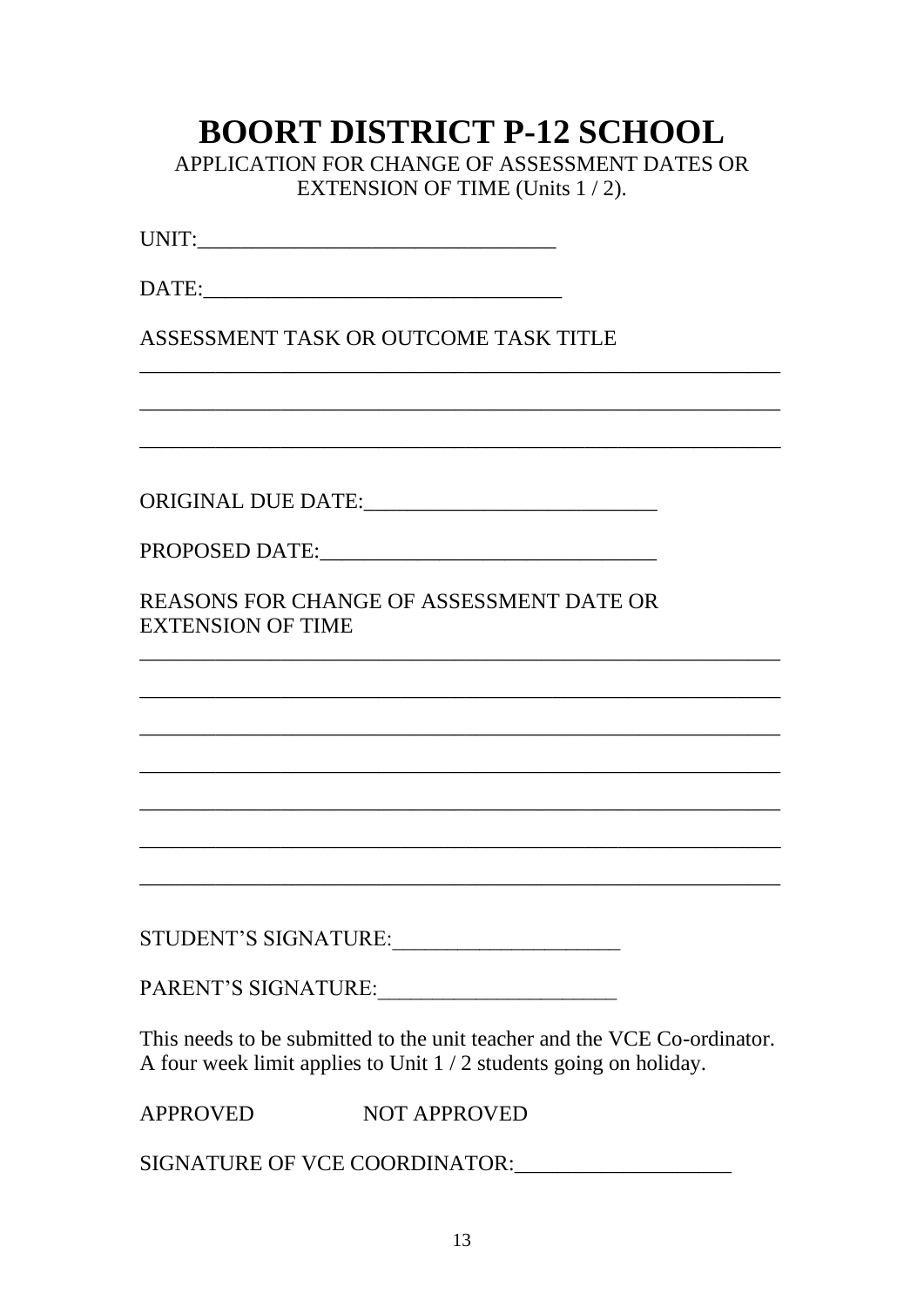# BOORT DISTRICT P-12 SCHOOL

APPLICATION FOR CHANGE OF ASSESSMENT DATES OR EXTENSION OF TIME (Units 1 / 2).

UNIT:_________________________________

DATE:_________________________________

ASSESSMENT TASK OR OUTCOME TASK TITLE

____________________________________________________________

____________________________________________________________

____________________________________________________________

ORIGINAL DUE DATE:___________________________

PROPOSED DATE:_______________________________

REASONS FOR CHANGE OF ASSESSMENT DATE OR EXTENSION OF TIME

____________________________________________________________

____________________________________________________________

____________________________________________________________

____________________________________________________________

____________________________________________________________

____________________________________________________________

____________________________________________________________

STUDENT'S SIGNATURE:_____________________

PARENT'S SIGNATURE:______________________

This needs to be submitted to the unit teacher and the VCE Co-ordinator. A four week limit applies to Unit 1 / 2 students going on holiday.

APPROVED NOT APPROVED

SIGNATURE OF VCE COORDINATOR:____________________